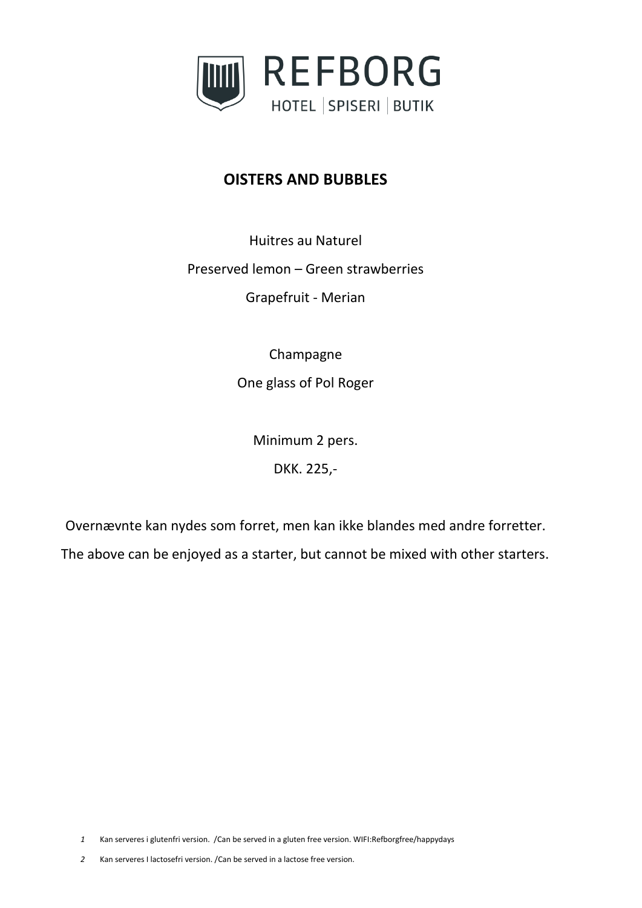REFBORG

HOTEL | SPISERI | BUTIK

## OISTERS AND BUBBLES

Huitres au Naturel

Preserved lemon – Green strawberries

Grapefruit - Merian

Champagne

One glass of Pol Roger

Minimum 2 pers.

DKK. 225,-

Overnævnte kan nydes som forret, men kan ikke blandes med andre forretter.

The above can be enjoyed as a starter, but cannot be mixed with other starters.

*1* Kan serveres i glutenfri version. /Can be served in a gluten free version. WIFI:Refborgfree/happydays

*2* Kan serveres I lactosefri version. /Can be served in a lactose free version.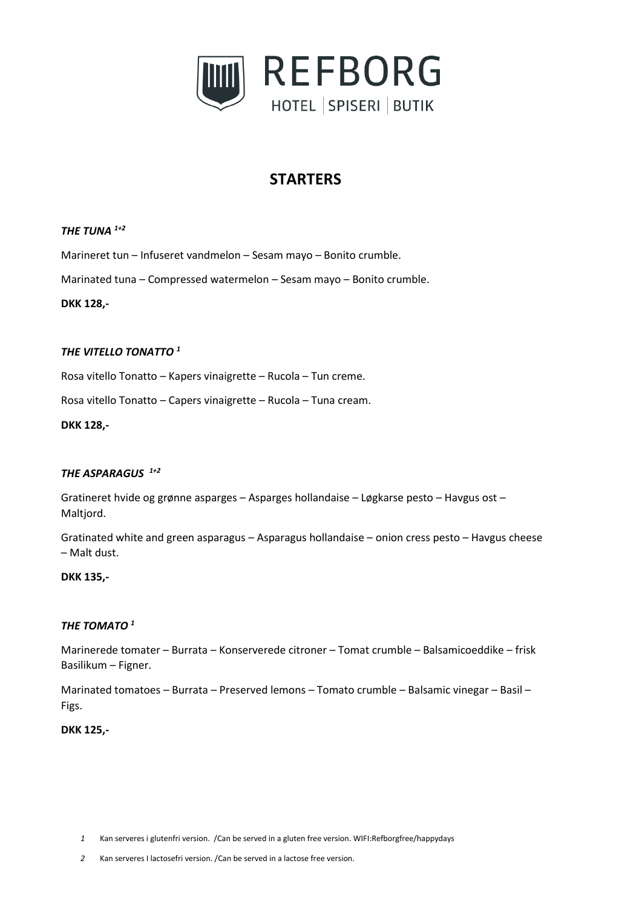# REFBORG

HOTEL | SPISERI | BUTIK

## STARTERS

### *THE TUNA [1+2]*

Marineret tun – Infuseret vandmelon – Sesam mayo – Bonito crumble.

Marinated tuna – Compressed watermelon – Sesam mayo – Bonito crumble.

**DKK 128,-**

### *THE VITELLO TONATTO [1]*

Rosa vitello Tonatto – Kapers vinaigrette – Rucola – Tun creme.

Rosa vitello Tonatto – Capers vinaigrette – Rucola – Tuna cream.

**DKK 128,-**

### *THE ASPARAGUS [1+2]*

Gratineret hvide og grønne asparges – Asparges hollandaise – Løgkarse pesto – Havgus ost – Maltjord.

Gratinated white and green asparagus – Asparagus hollandaise – onion cress pesto – Havgus cheese – Malt dust.

**DKK 135,-**

### *THE TOMATO [1]*

Marinerede tomater – Burrata – Konserverede citroner – Tomat crumble – Balsamicoeddike – frisk Basilikum – Figner.

Marinated tomatoes – Burrata – Preserved lemons – Tomato crumble – Balsamic vinegar – Basil – Figs.

**DKK 125,-**

*1* Kan serveres i glutenfri version. /Can be served in a gluten free version. WIFI:Refborgfree/happydays

*2* Kan serveres I lactosefri version. /Can be served in a lactose free version.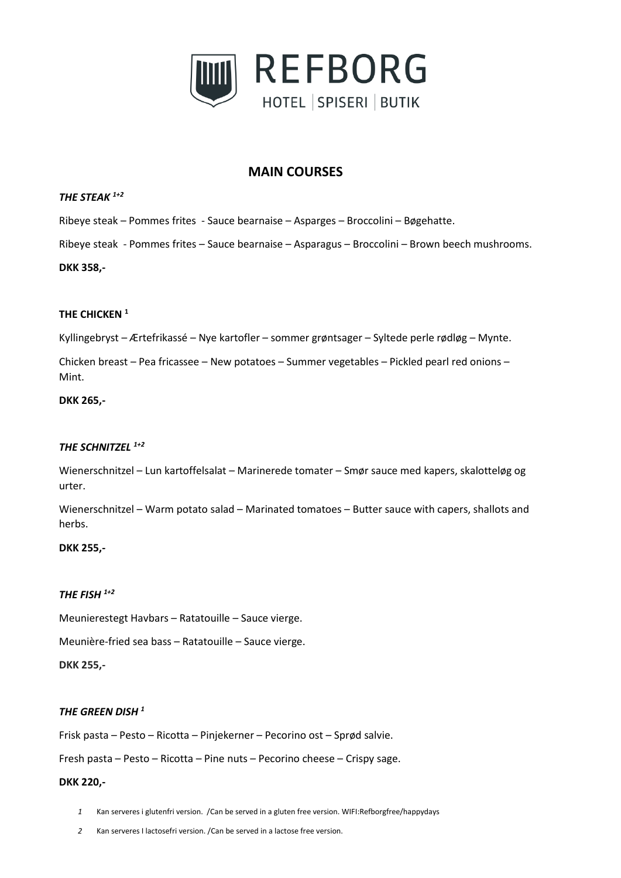# REFBORG

HOTEL | SPISERI | BUTIK

## MAIN COURSES

***THE STEAK*** [1+2]

Ribeye steak – Pommes frites - Sauce bearnaise – Asparges – Broccolini – Bøgehatte.

Ribeye steak - Pommes frites – Sauce bearnaise – Asparagus – Broccolini – Brown beech mushrooms.

**DKK 358,-**

**THE CHICKEN** [1]

Kyllingebryst – Ærtefrikassé – Nye kartofler – sommer grøntsager – Syltede perle rødløg – Mynte.

Chicken breast – Pea fricassee – New potatoes – Summer vegetables – Pickled pearl red onions – Mint.

**DKK 265,-**

***THE SCHNITZEL*** [1+2]

Wienerschnitzel – Lun kartoffelsalat – Marinerede tomater – Smør sauce med kapers, skalotteløg og urter.

Wienerschnitzel – Warm potato salad – Marinated tomatoes – Butter sauce with capers, shallots and herbs.

**DKK 255,-**

***THE FISH*** [1+2]

Meunierestegt Havbars – Ratatouille – Sauce vierge.

Meunière-fried sea bass – Ratatouille – Sauce vierge.

**DKK 255,-**

***THE GREEN DISH*** [1]

Frisk pasta – Pesto – Ricotta – Pinjekerner – Pecorino ost – Sprød salvie.

Fresh pasta – Pesto – Ricotta – Pine nuts – Pecorino cheese – Crispy sage.

**DKK 220,-**

1. Kan serveres i glutenfri version. /Can be served in a gluten free version. WIFI:Refborgfree/happydays
2. Kan serveres I lactosefri version. /Can be served in a lactose free version.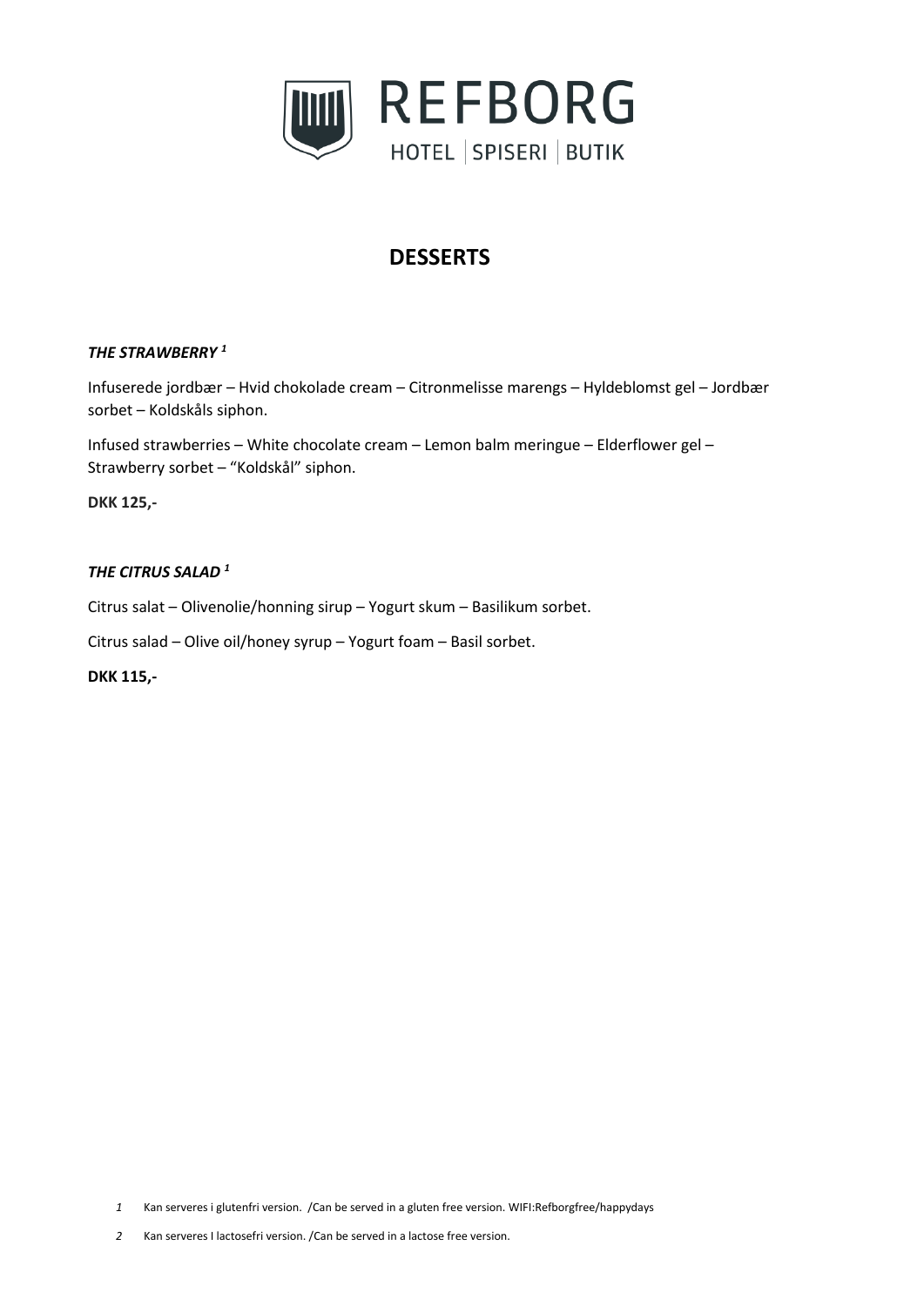REFBORG

HOTEL | SPISERI | BUTIK

# DESSERTS

***THE STRAWBERRY*** [1]

Infuserede jordbær – Hvid chokolade cream – Citronmelisse marengs – Hyldeblomst gel – Jordbær sorbet – Koldskåls siphon.

Infused strawberries – White chocolate cream – Lemon balm meringue – Elderflower gel – Strawberry sorbet – "Koldskål" siphon.

**DKK 125,-**

***THE CITRUS SALAD*** [1]

Citrus salat – Olivenolie/honning sirup – Yogurt skum – Basilikum sorbet.

Citrus salad – Olive oil/honey syrup – Yogurt foam – Basil sorbet.

**DKK 115,-**

1 Kan serveres i glutenfri version. /Can be served in a gluten free version. WIFI:Refborgfree/happydays

2 Kan serveres I lactosefri version. /Can be served in a lactose free version.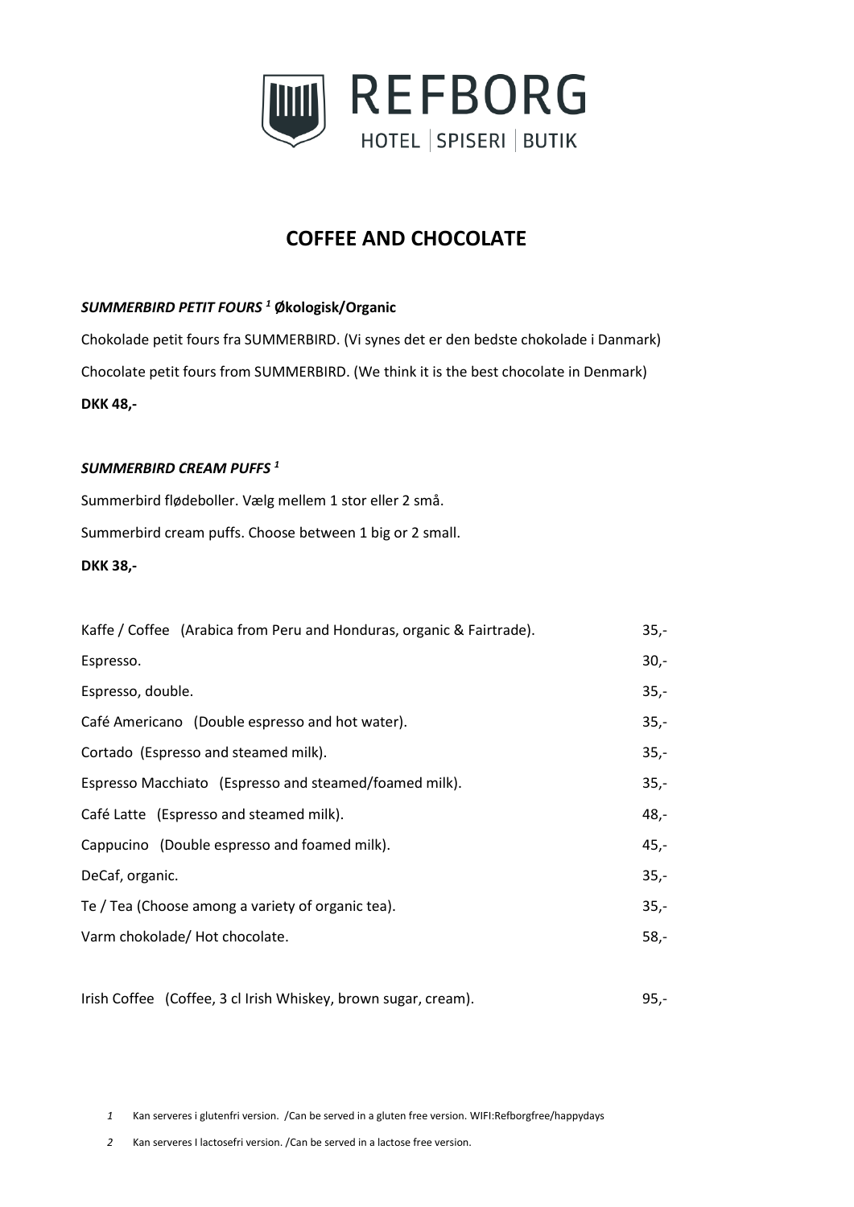REFBORG

HOTEL | SPISERI | BUTIK

# COFFEE AND CHOCOLATE

***SUMMERBIRD PETIT FOURS*** [1] **Økologisk/Organic**

Chokolade petit fours fra SUMMERBIRD. (Vi synes det er den bedste chokolade i Danmark)

Chocolate petit fours from SUMMERBIRD. (We think it is the best chocolate in Denmark)

**DKK 48,-**

***SUMMERBIRD CREAM PUFFS*** [1]

Summerbird flødeboller. Vælg mellem 1 stor eller 2 små.

Summerbird cream puffs. Choose between 1 big or 2 small.

**DKK 38,-**

| | |
|---|---|
| Kaffe / Coffee (Arabica from Peru and Honduras, organic & Fairtrade). | 35,- |
| Espresso. | 30,- |
| Espresso, double. | 35,- |
| Café Americano (Double espresso and hot water). | 35,- |
| Cortado (Espresso and steamed milk). | 35,- |
| Espresso Macchiato (Espresso and steamed/foamed milk). | 35,- |
| Café Latte (Espresso and steamed milk). | 48,- |
| Cappucino (Double espresso and foamed milk). | 45,- |
| DeCaf, organic. | 35,- |
| Te / Tea (Choose among a variety of organic tea). | 35,- |
| Varm chokolade/ Hot chocolate. | 58,- |
| Irish Coffee (Coffee, 3 cl Irish Whiskey, brown sugar, cream). | 95,- |

1 Kan serveres i glutenfri version. /Can be served in a gluten free version. WIFI:Refborgfree/happydays

2 Kan serveres I lactosefri version. /Can be served in a lactose free version.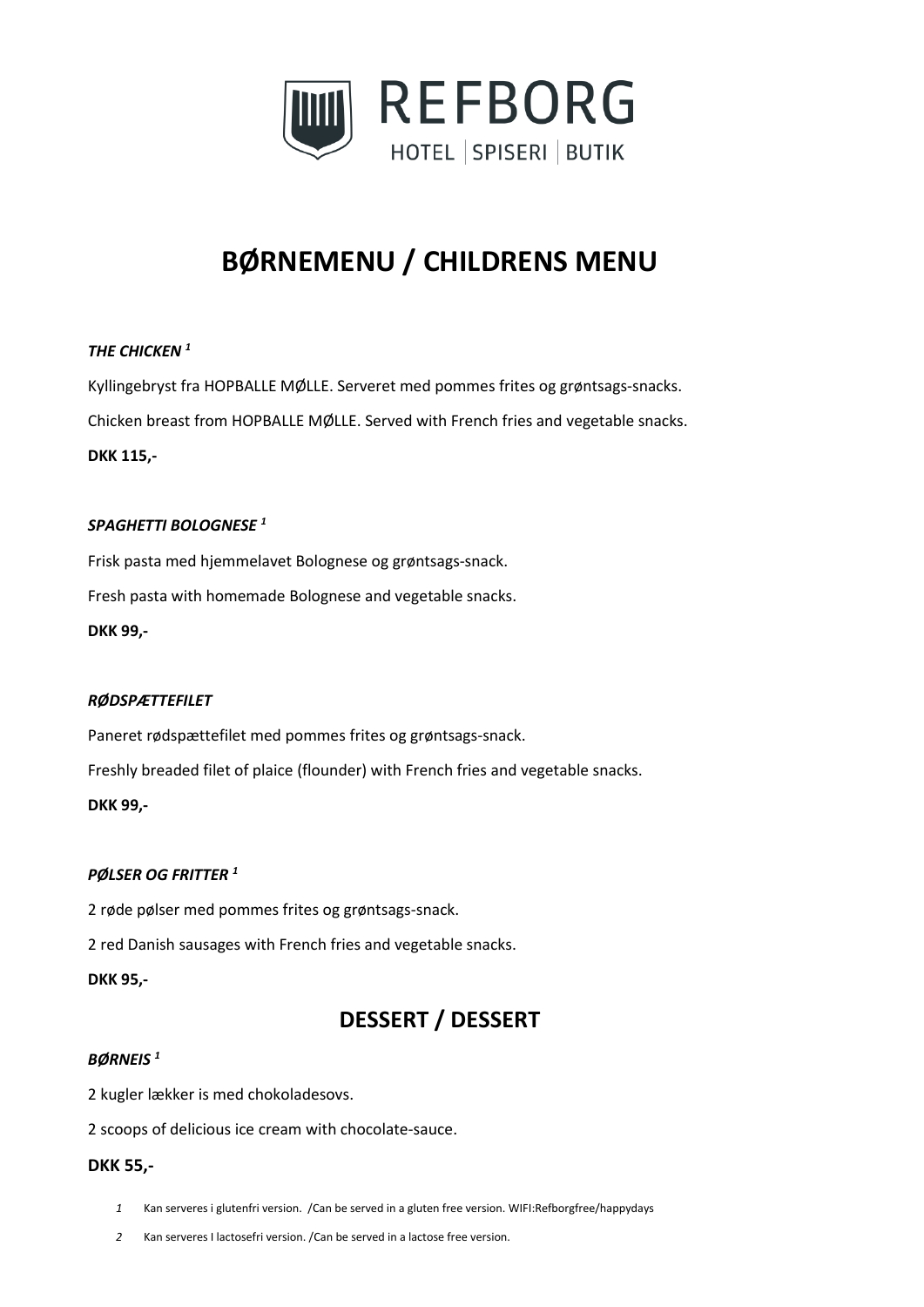REFBORG
HOTEL | SPISERI | BUTIK

# BØRNEMENU / CHILDRENS MENU

***THE CHICKEN [1]***

Kyllingebryst fra HOPBALLE MØLLE. Serveret med pommes frites og grøntsags-snacks.

Chicken breast from HOPBALLE MØLLE. Served with French fries and vegetable snacks.

**DKK 115,-**

***SPAGHETTI BOLOGNESE [1]***

Frisk pasta med hjemmelavet Bolognese og grøntsags-snack.

Fresh pasta with homemade Bolognese and vegetable snacks.

**DKK 99,-**

***RØDSPÆTTEFILET***

Paneret rødspættefilet med pommes frites og grøntsags-snack.

Freshly breaded filet of plaice (flounder) with French fries and vegetable snacks.

**DKK 99,-**

***PØLSER OG FRITTER [1]***

2 røde pølser med pommes frites og grøntsags-snack.

2 red Danish sausages with French fries and vegetable snacks.

**DKK 95,-**

## DESSERT / DESSERT

***BØRNEIS [1]***

2 kugler lækker is med chokoladesovs.

2 scoops of delicious ice cream with chocolate-sauce.

**DKK 55,-**

1. Kan serveres i glutenfri version. /Can be served in a gluten free version. WIFI:Refborgfree/happydays
2. Kan serveres I lactosefri version. /Can be served in a lactose free version.